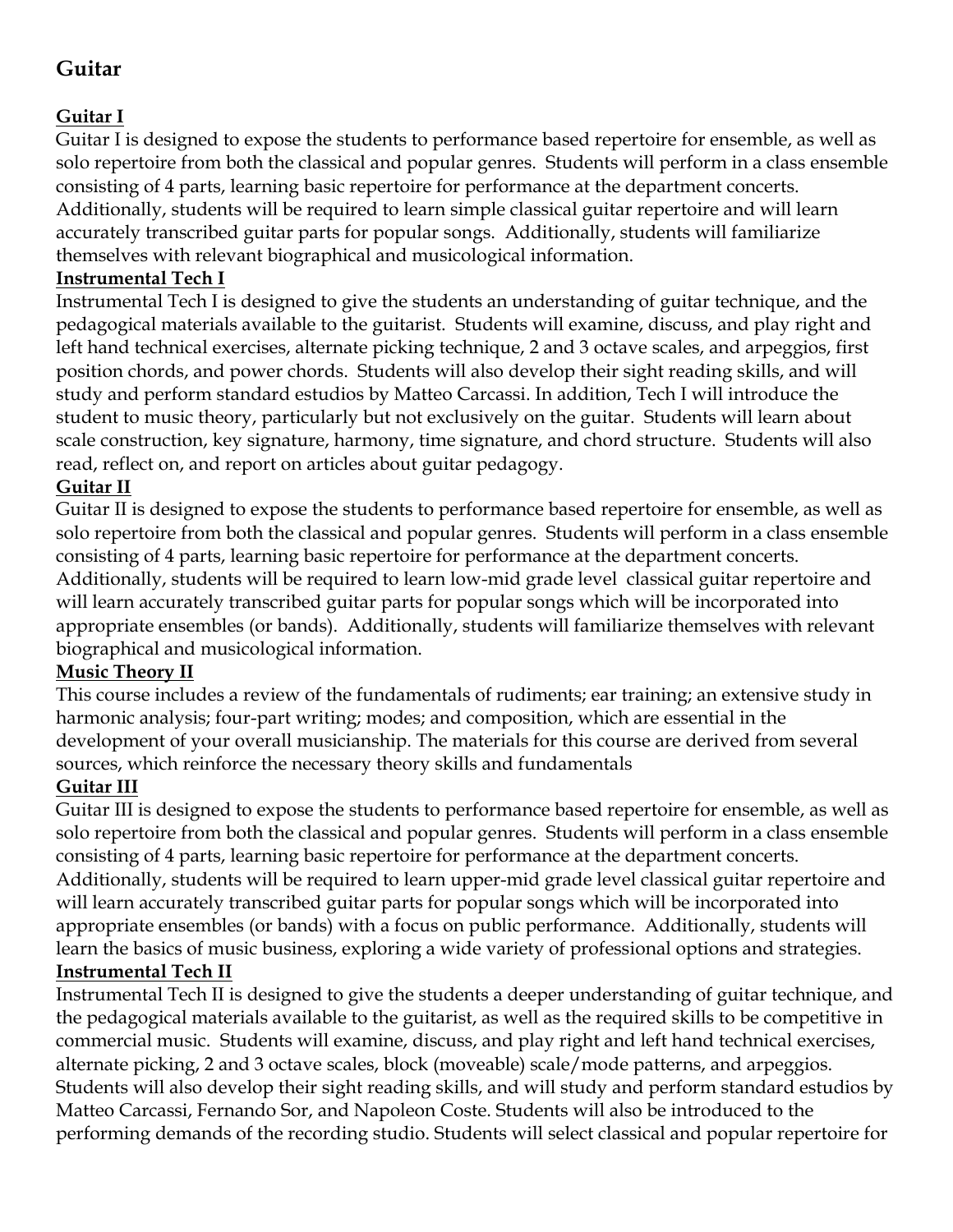# Guitar

**Guitar I**

Guitar I is designed to expose the students to performance based repertoire for ensemble, as well as solo repertoire from both the classical and popular genres. Students will perform in a class ensemble consisting of 4 parts, learning basic repertoire for performance at the department concerts. Additionally, students will be required to learn simple classical guitar repertoire and will learn accurately transcribed guitar parts for popular songs. Additionally, students will familiarize themselves with relevant biographical and musicological information.

**Instrumental Tech I**

Instrumental Tech I is designed to give the students an understanding of guitar technique, and the pedagogical materials available to the guitarist. Students will examine, discuss, and play right and left hand technical exercises, alternate picking technique, 2 and 3 octave scales, and arpeggios, first position chords, and power chords. Students will also develop their sight reading skills, and will study and perform standard estudios by Matteo Carcassi. In addition, Tech I will introduce the student to music theory, particularly but not exclusively on the guitar. Students will learn about scale construction, key signature, harmony, time signature, and chord structure. Students will also read, reflect on, and report on articles about guitar pedagogy.

**Guitar II**

Guitar II is designed to expose the students to performance based repertoire for ensemble, as well as solo repertoire from both the classical and popular genres. Students will perform in a class ensemble consisting of 4 parts, learning basic repertoire for performance at the department concerts. Additionally, students will be required to learn low-mid grade level classical guitar repertoire and will learn accurately transcribed guitar parts for popular songs which will be incorporated into appropriate ensembles (or bands). Additionally, students will familiarize themselves with relevant biographical and musicological information.

**Music Theory II**

This course includes a review of the fundamentals of rudiments; ear training; an extensive study in harmonic analysis; four-part writing; modes; and composition, which are essential in the development of your overall musicianship. The materials for this course are derived from several sources, which reinforce the necessary theory skills and fundamentals

**Guitar III**

Guitar III is designed to expose the students to performance based repertoire for ensemble, as well as solo repertoire from both the classical and popular genres. Students will perform in a class ensemble consisting of 4 parts, learning basic repertoire for performance at the department concerts. Additionally, students will be required to learn upper-mid grade level classical guitar repertoire and will learn accurately transcribed guitar parts for popular songs which will be incorporated into appropriate ensembles (or bands) with a focus on public performance. Additionally, students will learn the basics of music business, exploring a wide variety of professional options and strategies.

**Instrumental Tech II**

Instrumental Tech II is designed to give the students a deeper understanding of guitar technique, and the pedagogical materials available to the guitarist, as well as the required skills to be competitive in commercial music. Students will examine, discuss, and play right and left hand technical exercises, alternate picking, 2 and 3 octave scales, block (moveable) scale/mode patterns, and arpeggios. Students will also develop their sight reading skills, and will study and perform standard estudios by Matteo Carcassi, Fernando Sor, and Napoleon Coste. Students will also be introduced to the performing demands of the recording studio. Students will select classical and popular repertoire for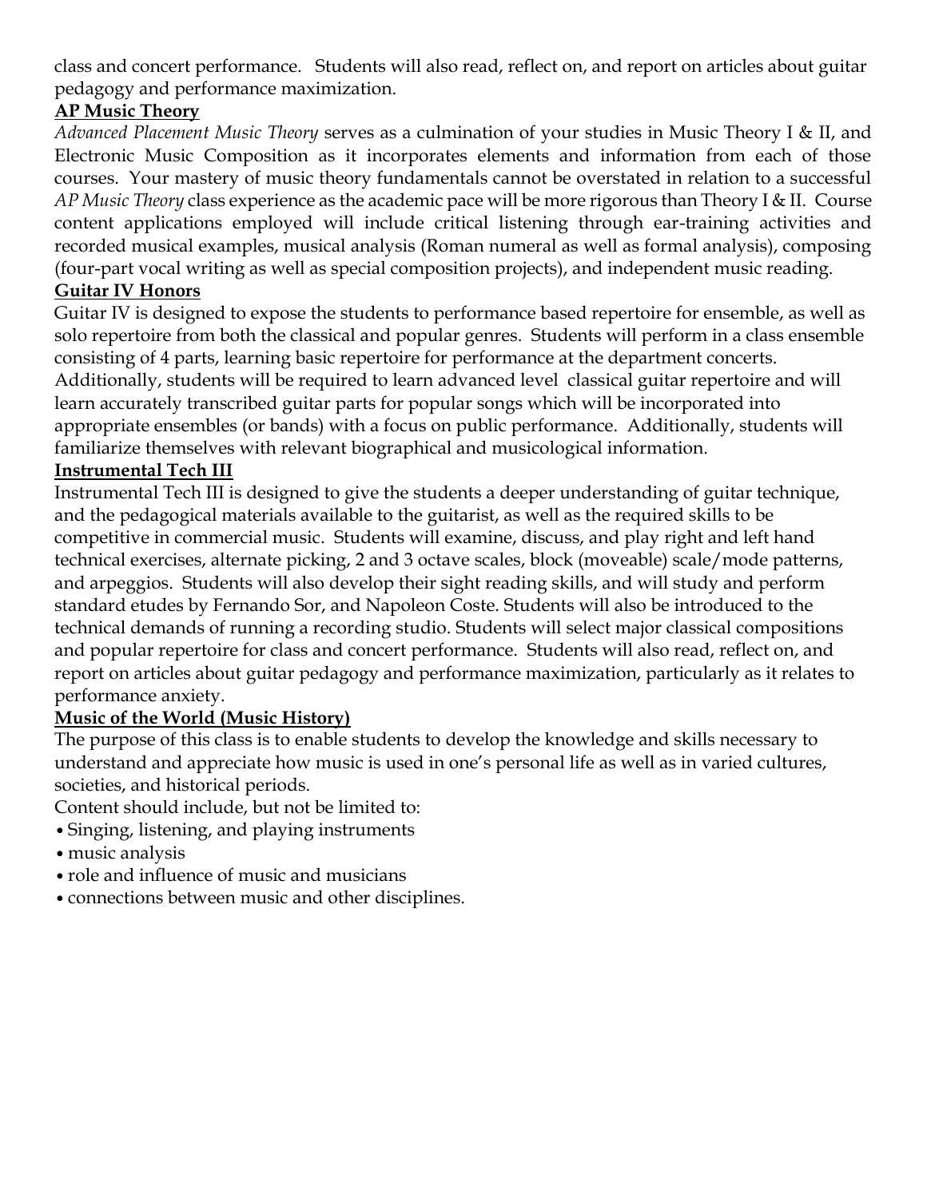class and concert performance. Students will also read, reflect on, and report on articles about guitar pedagogy and performance maximization.

**AP Music Theory**

*Advanced Placement Music Theory* serves as a culmination of your studies in Music Theory I & II, and Electronic Music Composition as it incorporates elements and information from each of those courses. Your mastery of music theory fundamentals cannot be overstated in relation to a successful *AP Music Theory* class experience as the academic pace will be more rigorous than Theory I & II. Course content applications employed will include critical listening through ear-training activities and recorded musical examples, musical analysis (Roman numeral as well as formal analysis), composing (four-part vocal writing as well as special composition projects), and independent music reading.

**Guitar IV Honors**

Guitar IV is designed to expose the students to performance based repertoire for ensemble, as well as solo repertoire from both the classical and popular genres. Students will perform in a class ensemble consisting of 4 parts, learning basic repertoire for performance at the department concerts. Additionally, students will be required to learn advanced level classical guitar repertoire and will learn accurately transcribed guitar parts for popular songs which will be incorporated into appropriate ensembles (or bands) with a focus on public performance. Additionally, students will familiarize themselves with relevant biographical and musicological information.

**Instrumental Tech III**

Instrumental Tech III is designed to give the students a deeper understanding of guitar technique, and the pedagogical materials available to the guitarist, as well as the required skills to be competitive in commercial music. Students will examine, discuss, and play right and left hand technical exercises, alternate picking, 2 and 3 octave scales, block (moveable) scale/mode patterns, and arpeggios. Students will also develop their sight reading skills, and will study and perform standard etudes by Fernando Sor, and Napoleon Coste. Students will also be introduced to the technical demands of running a recording studio. Students will select major classical compositions and popular repertoire for class and concert performance. Students will also read, reflect on, and report on articles about guitar pedagogy and performance maximization, particularly as it relates to performance anxiety.

**Music of the World (Music History)**

The purpose of this class is to enable students to develop the knowledge and skills necessary to understand and appreciate how music is used in one's personal life as well as in varied cultures, societies, and historical periods.

Content should include, but not be limited to:

- Singing, listening, and playing instruments
- music analysis
- role and influence of music and musicians
- connections between music and other disciplines.